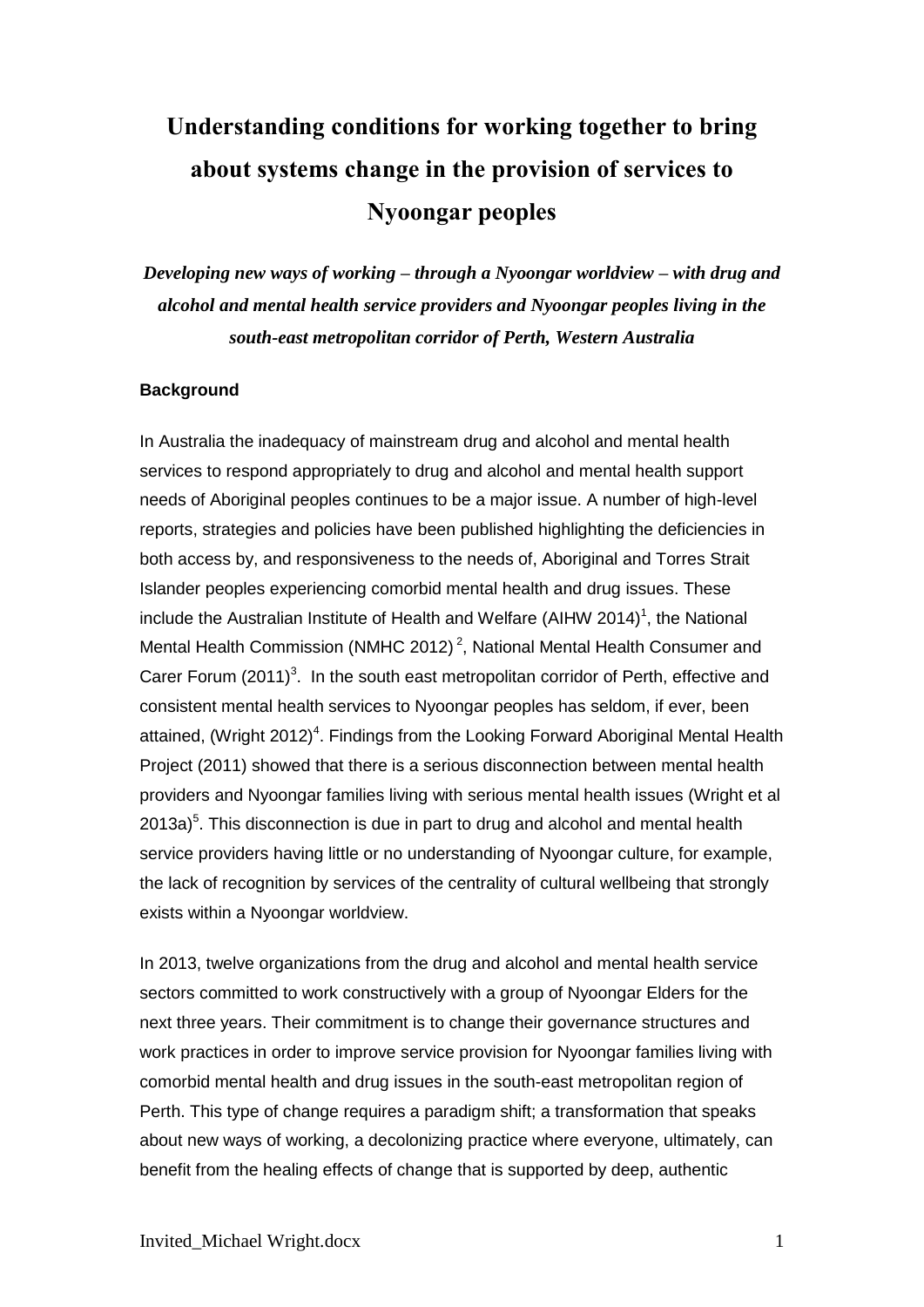# Understanding conditions for working together to bring about systems change in the provision of services to Nyoongar peoples

*Developing new ways of working – through a Nyoongar worldview – with drug and alcohol and mental health service providers and Nyoongar peoples living in the south-east metropolitan corridor of Perth, Western Australia*

### Background

In Australia the inadequacy of mainstream drug and alcohol and mental health services to respond appropriately to drug and alcohol and mental health support needs of Aboriginal peoples continues to be a major issue. A number of high-level reports, strategies and policies have been published highlighting the deficiencies in both access by, and responsiveness to the needs of, Aboriginal and Torres Strait Islander peoples experiencing comorbid mental health and drug issues. These include the Australian Institute of Health and Welfare (AIHW 2014)[1], the National Mental Health Commission (NMHC 2012)[2], National Mental Health Consumer and Carer Forum (2011)[3]. In the south east metropolitan corridor of Perth, effective and consistent mental health services to Nyoongar peoples has seldom, if ever, been attained, (Wright 2012)[4]. Findings from the Looking Forward Aboriginal Mental Health Project (2011) showed that there is a serious disconnection between mental health providers and Nyoongar families living with serious mental health issues (Wright et al 2013a)[5]. This disconnection is due in part to drug and alcohol and mental health service providers having little or no understanding of Nyoongar culture, for example, the lack of recognition by services of the centrality of cultural wellbeing that strongly exists within a Nyoongar worldview.

In 2013, twelve organizations from the drug and alcohol and mental health service sectors committed to work constructively with a group of Nyoongar Elders for the next three years. Their commitment is to change their governance structures and work practices in order to improve service provision for Nyoongar families living with comorbid mental health and drug issues in the south-east metropolitan region of Perth. This type of change requires a paradigm shift; a transformation that speaks about new ways of working, a decolonizing practice where everyone, ultimately, can benefit from the healing effects of change that is supported by deep, authentic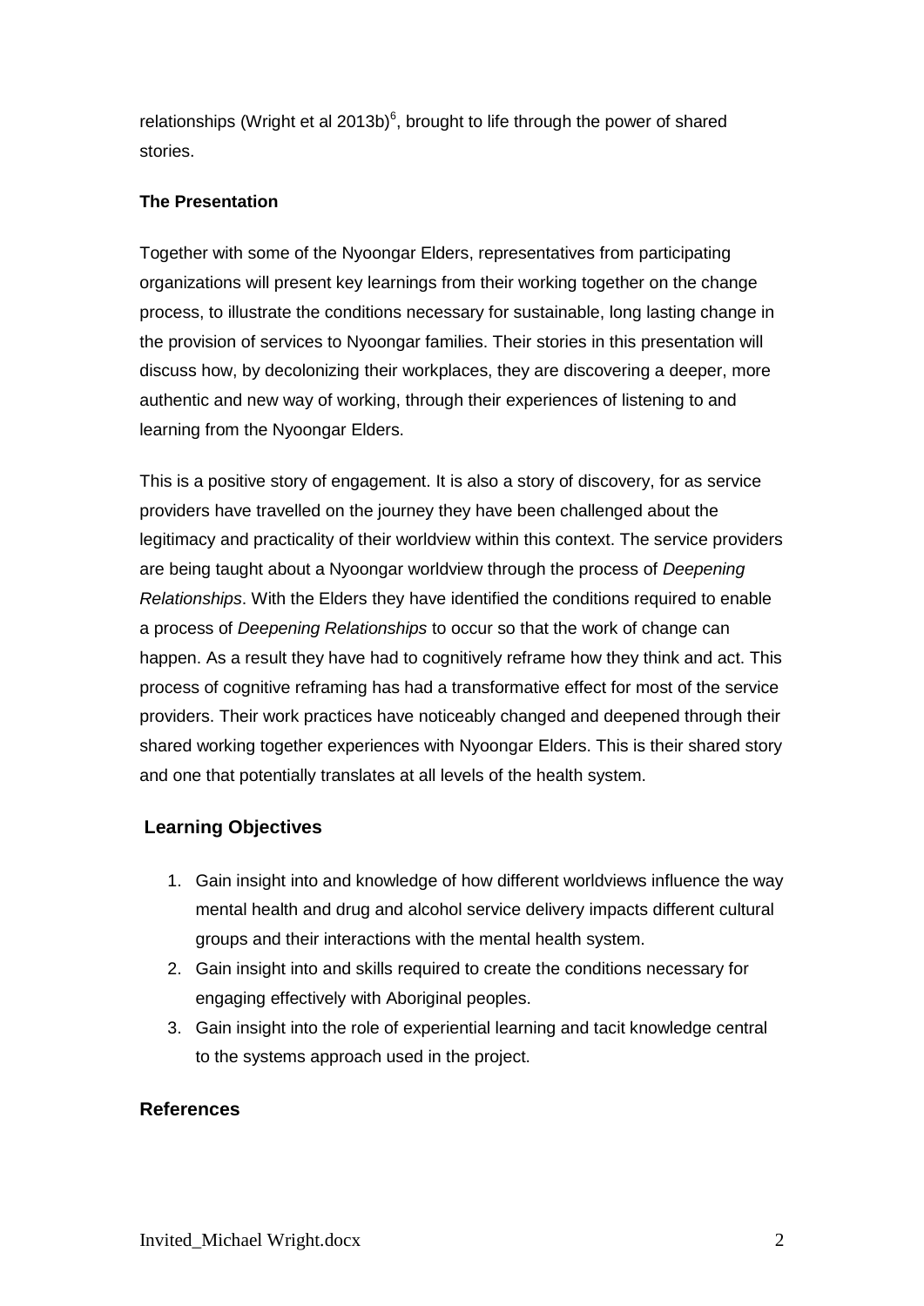relationships (Wright et al 2013b)[6], brought to life through the power of shared stories.

**The Presentation**

Together with some of the Nyoongar Elders, representatives from participating organizations will present key learnings from their working together on the change process, to illustrate the conditions necessary for sustainable, long lasting change in the provision of services to Nyoongar families. Their stories in this presentation will discuss how, by decolonizing their workplaces, they are discovering a deeper, more authentic and new way of working, through their experiences of listening to and learning from the Nyoongar Elders.

This is a positive story of engagement. It is also a story of discovery, for as service providers have travelled on the journey they have been challenged about the legitimacy and practicality of their worldview within this context. The service providers are being taught about a Nyoongar worldview through the process of *Deepening Relationships*. With the Elders they have identified the conditions required to enable a process of *Deepening Relationships* to occur so that the work of change can happen. As a result they have had to cognitively reframe how they think and act. This process of cognitive reframing has had a transformative effect for most of the service providers. Their work practices have noticeably changed and deepened through their shared working together experiences with Nyoongar Elders. This is their shared story and one that potentially translates at all levels of the health system.

**Learning Objectives**

1. Gain insight into and knowledge of how different worldviews influence the way mental health and drug and alcohol service delivery impacts different cultural groups and their interactions with the mental health system.
2. Gain insight into and skills required to create the conditions necessary for engaging effectively with Aboriginal peoples.
3. Gain insight into the role of experiential learning and tacit knowledge central to the systems approach used in the project.

**References**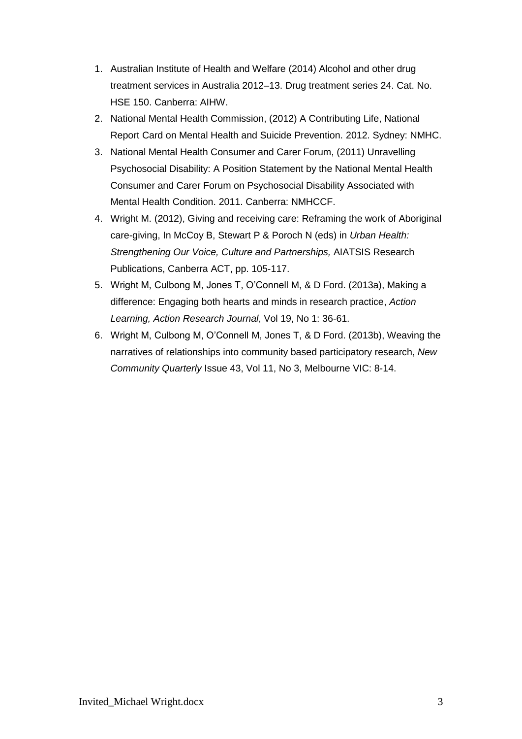1. Australian Institute of Health and Welfare (2014) Alcohol and other drug treatment services in Australia 2012–13. Drug treatment series 24. Cat. No. HSE 150. Canberra: AIHW.
2. National Mental Health Commission, (2012) A Contributing Life, National Report Card on Mental Health and Suicide Prevention. 2012. Sydney: NMHC.
3. National Mental Health Consumer and Carer Forum, (2011) Unravelling Psychosocial Disability: A Position Statement by the National Mental Health Consumer and Carer Forum on Psychosocial Disability Associated with Mental Health Condition. 2011. Canberra: NMHCCF.
4. Wright M. (2012), Giving and receiving care: Reframing the work of Aboriginal care-giving, In McCoy B, Stewart P & Poroch N (eds) in *Urban Health: Strengthening Our Voice, Culture and Partnerships,* AIATSIS Research Publications, Canberra ACT, pp. 105-117.
5. Wright M, Culbong M, Jones T, O'Connell M, & D Ford. (2013a), Making a difference: Engaging both hearts and minds in research practice, *Action Learning, Action Research Journal*, Vol 19, No 1: 36-61.
6. Wright M, Culbong M, O'Connell M, Jones T, & D Ford. (2013b), Weaving the narratives of relationships into community based participatory research, *New Community Quarterly* Issue 43, Vol 11, No 3, Melbourne VIC: 8-14.